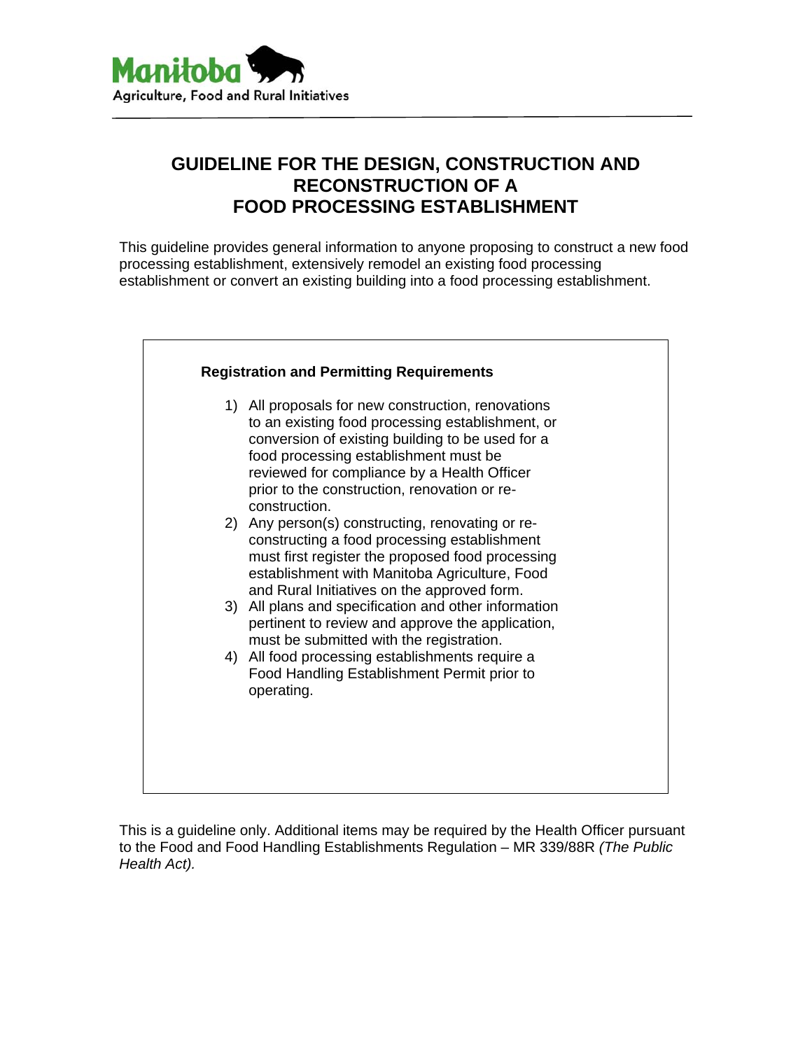Manitoba
Agriculture, Food and Rural Initiatives

# GUIDELINE FOR THE DESIGN, CONSTRUCTION AND RECONSTRUCTION OF A FOOD PROCESSING ESTABLISHMENT

This guideline provides general information to anyone proposing to construct a new food processing establishment, extensively remodel an existing food processing establishment or convert an existing building into a food processing establishment.

**Registration and Permitting Requirements**

1) All proposals for new construction, renovations to an existing food processing establishment, or conversion of existing building to be used for a food processing establishment must be reviewed for compliance by a Health Officer prior to the construction, renovation or re-construction.
2) Any person(s) constructing, renovating or re-constructing a food processing establishment must first register the proposed food processing establishment with Manitoba Agriculture, Food and Rural Initiatives on the approved form.
3) All plans and specification and other information pertinent to review and approve the application, must be submitted with the registration.
4) All food processing establishments require a Food Handling Establishment Permit prior to operating.

This is a guideline only. Additional items may be required by the Health Officer pursuant to the Food and Food Handling Establishments Regulation – MR 339/88R *(The Public Health Act).*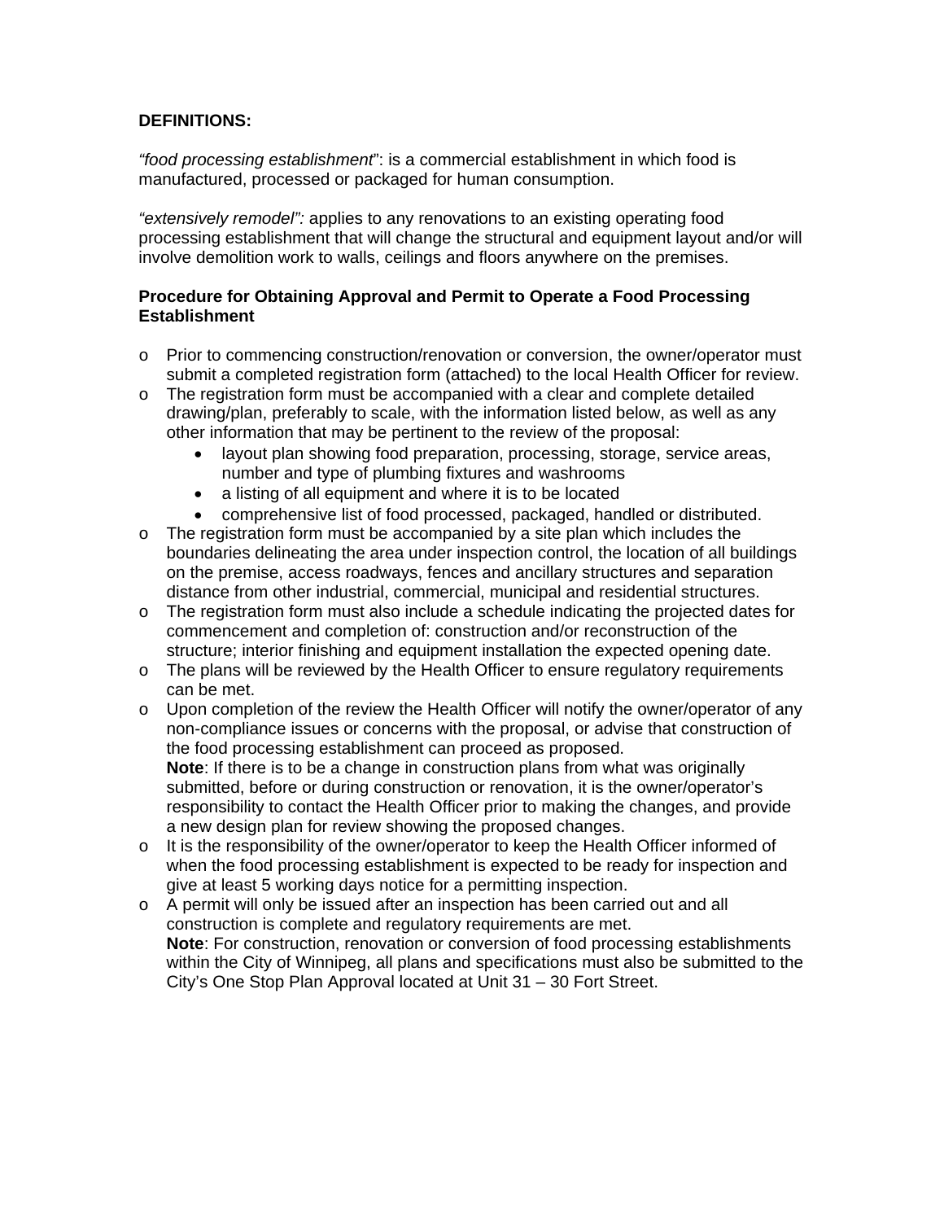**DEFINITIONS:**

*"food processing establishment*": is a commercial establishment in which food is manufactured, processed or packaged for human consumption.

*"extensively remodel":* applies to any renovations to an existing operating food processing establishment that will change the structural and equipment layout and/or will involve demolition work to walls, ceilings and floors anywhere on the premises.

**Procedure for Obtaining Approval and Permit to Operate a Food Processing Establishment**

- Prior to commencing construction/renovation or conversion, the owner/operator must submit a completed registration form (attached) to the local Health Officer for review.
- The registration form must be accompanied with a clear and complete detailed drawing/plan, preferably to scale, with the information listed below, as well as any other information that may be pertinent to the review of the proposal:
    - layout plan showing food preparation, processing, storage, service areas, number and type of plumbing fixtures and washrooms
    - a listing of all equipment and where it is to be located
    - comprehensive list of food processed, packaged, handled or distributed.
- The registration form must be accompanied by a site plan which includes the boundaries delineating the area under inspection control, the location of all buildings on the premise, access roadways, fences and ancillary structures and separation distance from other industrial, commercial, municipal and residential structures.
- The registration form must also include a schedule indicating the projected dates for commencement and completion of: construction and/or reconstruction of the structure; interior finishing and equipment installation the expected opening date.
- The plans will be reviewed by the Health Officer to ensure regulatory requirements can be met.
- Upon completion of the review the Health Officer will notify the owner/operator of any non-compliance issues or concerns with the proposal, or advise that construction of the food processing establishment can proceed as proposed.
  **Note**: If there is to be a change in construction plans from what was originally submitted, before or during construction or renovation, it is the owner/operator's responsibility to contact the Health Officer prior to making the changes, and provide a new design plan for review showing the proposed changes.
- It is the responsibility of the owner/operator to keep the Health Officer informed of when the food processing establishment is expected to be ready for inspection and give at least 5 working days notice for a permitting inspection.
- A permit will only be issued after an inspection has been carried out and all construction is complete and regulatory requirements are met.
  **Note**: For construction, renovation or conversion of food processing establishments within the City of Winnipeg, all plans and specifications must also be submitted to the City's One Stop Plan Approval located at Unit 31 – 30 Fort Street.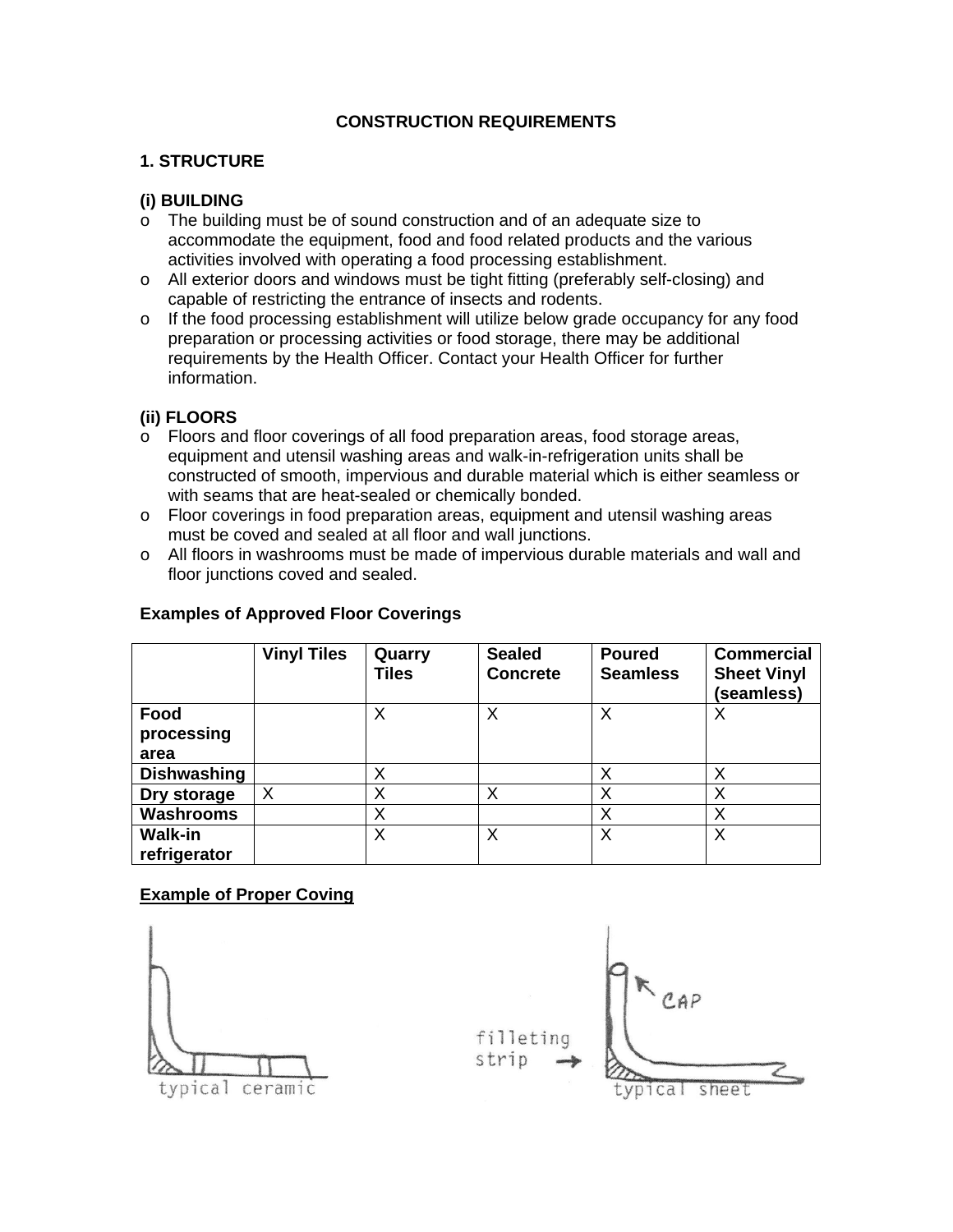## CONSTRUCTION REQUIREMENTS

### 1. STRUCTURE

#### (i) BUILDING

- The building must be of sound construction and of an adequate size to accommodate the equipment, food and food related products and the various activities involved with operating a food processing establishment.
- All exterior doors and windows must be tight fitting (preferably self-closing) and capable of restricting the entrance of insects and rodents.
- If the food processing establishment will utilize below grade occupancy for any food preparation or processing activities or food storage, there may be additional requirements by the Health Officer. Contact your Health Officer for further information.

#### (ii) FLOORS

- Floors and floor coverings of all food preparation areas, food storage areas, equipment and utensil washing areas and walk-in-refrigeration units shall be constructed of smooth, impervious and durable material which is either seamless or with seams that are heat-sealed or chemically bonded.
- Floor coverings in food preparation areas, equipment and utensil washing areas must be coved and sealed at all floor and wall junctions.
- All floors in washrooms must be made of impervious durable materials and wall and floor junctions coved and sealed.

**Examples of Approved Floor Coverings**

| | Vinyl Tiles | Quarry Tiles | Sealed Concrete | Poured Seamless | Commercial Sheet Vinyl (seamless) |
|---|---|---|---|---|---|
| **Food processing area** | | X | X | X | X |
| **Dishwashing** | | X | | X | X |
| **Dry storage** | X | X | X | X | X |
| **Washrooms** | | X | | X | X |
| **Walk-in refrigerator** | | X | X | X | X |

**Example of Proper Coving**

typical ceramic

filleting strip → CAP

typical sheet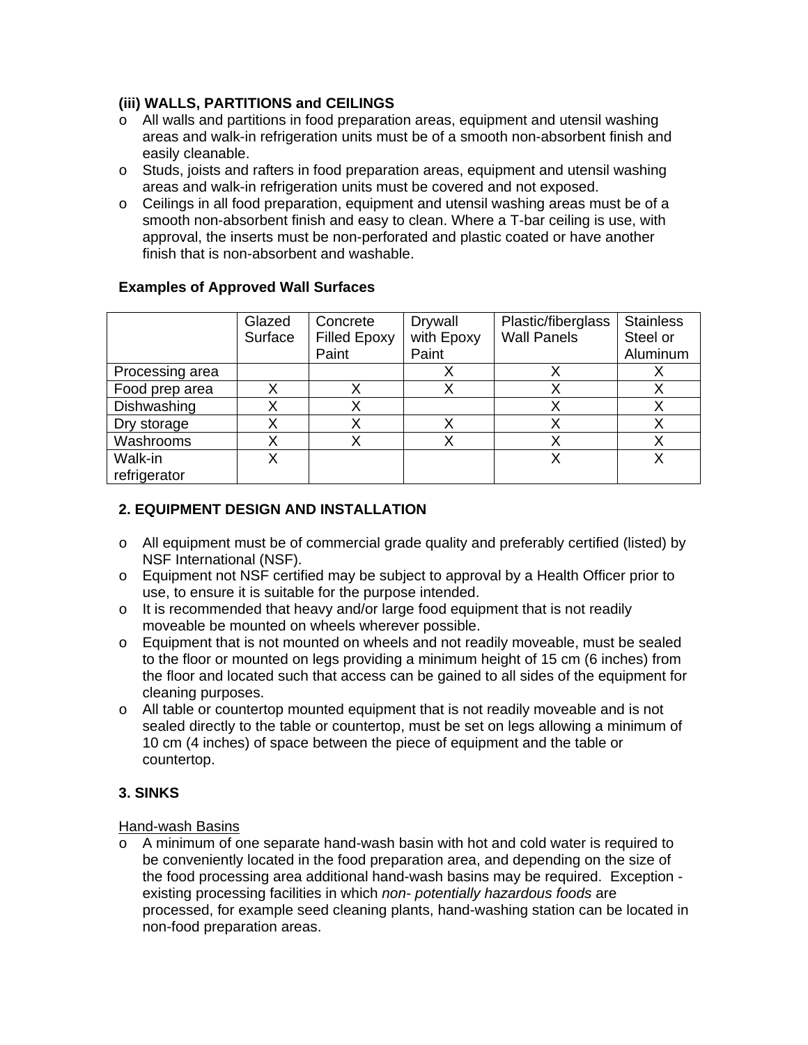### (iii) WALLS, PARTITIONS and CEILINGS

- All walls and partitions in food preparation areas, equipment and utensil washing areas and walk-in refrigeration units must be of a smooth non-absorbent finish and easily cleanable.
- Studs, joists and rafters in food preparation areas, equipment and utensil washing areas and walk-in refrigeration units must be covered and not exposed.
- Ceilings in all food preparation, equipment and utensil washing areas must be of a smooth non-absorbent finish and easy to clean. Where a T-bar ceiling is use, with approval, the inserts must be non-perforated and plastic coated or have another finish that is non-absorbent and washable.

**Examples of Approved Wall Surfaces**

| | Glazed Surface | Concrete Filled Epoxy Paint | Drywall with Epoxy Paint | Plastic/fiberglass Wall Panels | Stainless Steel or Aluminum |
|---|---|---|---|---|---|
| Processing area | | | X | X | X |
| Food prep area | X | X | X | X | X |
| Dishwashing | X | X | | X | X |
| Dry storage | X | X | X | X | X |
| Washrooms | X | X | X | X | X |
| Walk-in refrigerator | X | | | X | X |

## 2. EQUIPMENT DESIGN AND INSTALLATION

- All equipment must be of commercial grade quality and preferably certified (listed) by NSF International (NSF).
- Equipment not NSF certified may be subject to approval by a Health Officer prior to use, to ensure it is suitable for the purpose intended.
- It is recommended that heavy and/or large food equipment that is not readily moveable be mounted on wheels wherever possible.
- Equipment that is not mounted on wheels and not readily moveable, must be sealed to the floor or mounted on legs providing a minimum height of 15 cm (6 inches) from the floor and located such that access can be gained to all sides of the equipment for cleaning purposes.
- All table or countertop mounted equipment that is not readily moveable and is not sealed directly to the table or countertop, must be set on legs allowing a minimum of 10 cm (4 inches) of space between the piece of equipment and the table or countertop.

## 3. SINKS

<u>Hand-wash Basins</u>

- A minimum of one separate hand-wash basin with hot and cold water is required to be conveniently located in the food preparation area, and depending on the size of the food processing area additional hand-wash basins may be required. Exception - existing processing facilities in which *non- potentially hazardous foods* are processed, for example seed cleaning plants, hand-washing station can be located in non-food preparation areas.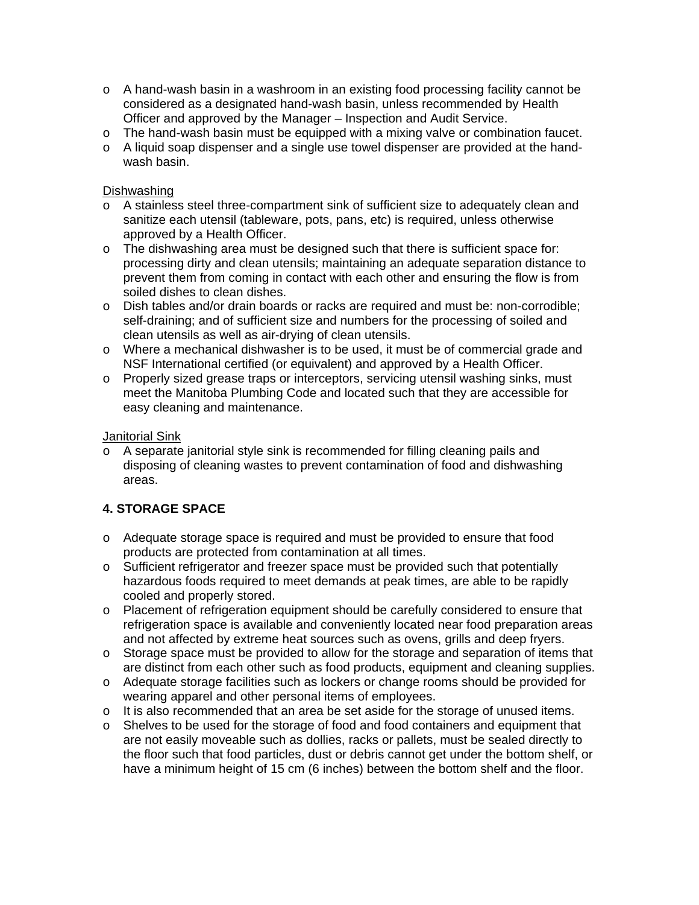- A hand-wash basin in a washroom in an existing food processing facility cannot be considered as a designated hand-wash basin, unless recommended by Health Officer and approved by the Manager – Inspection and Audit Service.
- The hand-wash basin must be equipped with a mixing valve or combination faucet.
- A liquid soap dispenser and a single use towel dispenser are provided at the hand-wash basin.

Dishwashing

- A stainless steel three-compartment sink of sufficient size to adequately clean and sanitize each utensil (tableware, pots, pans, etc) is required, unless otherwise approved by a Health Officer.
- The dishwashing area must be designed such that there is sufficient space for: processing dirty and clean utensils; maintaining an adequate separation distance to prevent them from coming in contact with each other and ensuring the flow is from soiled dishes to clean dishes.
- Dish tables and/or drain boards or racks are required and must be: non-corrodible; self-draining; and of sufficient size and numbers for the processing of soiled and clean utensils as well as air-drying of clean utensils.
- Where a mechanical dishwasher is to be used, it must be of commercial grade and NSF International certified (or equivalent) and approved by a Health Officer.
- Properly sized grease traps or interceptors, servicing utensil washing sinks, must meet the Manitoba Plumbing Code and located such that they are accessible for easy cleaning and maintenance.

Janitorial Sink

- A separate janitorial style sink is recommended for filling cleaning pails and disposing of cleaning wastes to prevent contamination of food and dishwashing areas.

## 4. STORAGE SPACE

- Adequate storage space is required and must be provided to ensure that food products are protected from contamination at all times.
- Sufficient refrigerator and freezer space must be provided such that potentially hazardous foods required to meet demands at peak times, are able to be rapidly cooled and properly stored.
- Placement of refrigeration equipment should be carefully considered to ensure that refrigeration space is available and conveniently located near food preparation areas and not affected by extreme heat sources such as ovens, grills and deep fryers.
- Storage space must be provided to allow for the storage and separation of items that are distinct from each other such as food products, equipment and cleaning supplies.
- Adequate storage facilities such as lockers or change rooms should be provided for wearing apparel and other personal items of employees.
- It is also recommended that an area be set aside for the storage of unused items.
- Shelves to be used for the storage of food and food containers and equipment that are not easily moveable such as dollies, racks or pallets, must be sealed directly to the floor such that food particles, dust or debris cannot get under the bottom shelf, or have a minimum height of 15 cm (6 inches) between the bottom shelf and the floor.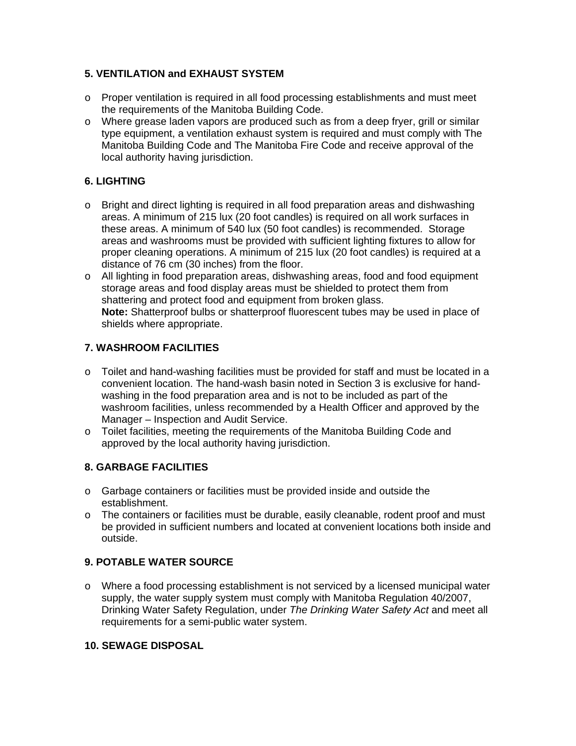## 5. VENTILATION and EXHAUST SYSTEM

- Proper ventilation is required in all food processing establishments and must meet the requirements of the Manitoba Building Code.
- Where grease laden vapors are produced such as from a deep fryer, grill or similar type equipment, a ventilation exhaust system is required and must comply with The Manitoba Building Code and The Manitoba Fire Code and receive approval of the local authority having jurisdiction.

## 6. LIGHTING

- Bright and direct lighting is required in all food preparation areas and dishwashing areas. A minimum of 215 lux (20 foot candles) is required on all work surfaces in these areas. A minimum of 540 lux (50 foot candles) is recommended. Storage areas and washrooms must be provided with sufficient lighting fixtures to allow for proper cleaning operations. A minimum of 215 lux (20 foot candles) is required at a distance of 76 cm (30 inches) from the floor.
- All lighting in food preparation areas, dishwashing areas, food and food equipment storage areas and food display areas must be shielded to protect them from shattering and protect food and equipment from broken glass.
  **Note:** Shatterproof bulbs or shatterproof fluorescent tubes may be used in place of shields where appropriate.

## 7. WASHROOM FACILITIES

- Toilet and hand-washing facilities must be provided for staff and must be located in a convenient location. The hand-wash basin noted in Section 3 is exclusive for hand-washing in the food preparation area and is not to be included as part of the washroom facilities, unless recommended by a Health Officer and approved by the Manager – Inspection and Audit Service.
- Toilet facilities, meeting the requirements of the Manitoba Building Code and approved by the local authority having jurisdiction.

## 8. GARBAGE FACILITIES

- Garbage containers or facilities must be provided inside and outside the establishment.
- The containers or facilities must be durable, easily cleanable, rodent proof and must be provided in sufficient numbers and located at convenient locations both inside and outside.

## 9. POTABLE WATER SOURCE

- Where a food processing establishment is not serviced by a licensed municipal water supply, the water supply system must comply with Manitoba Regulation 40/2007, Drinking Water Safety Regulation, under *The Drinking Water Safety Act* and meet all requirements for a semi-public water system.

## 10. SEWAGE DISPOSAL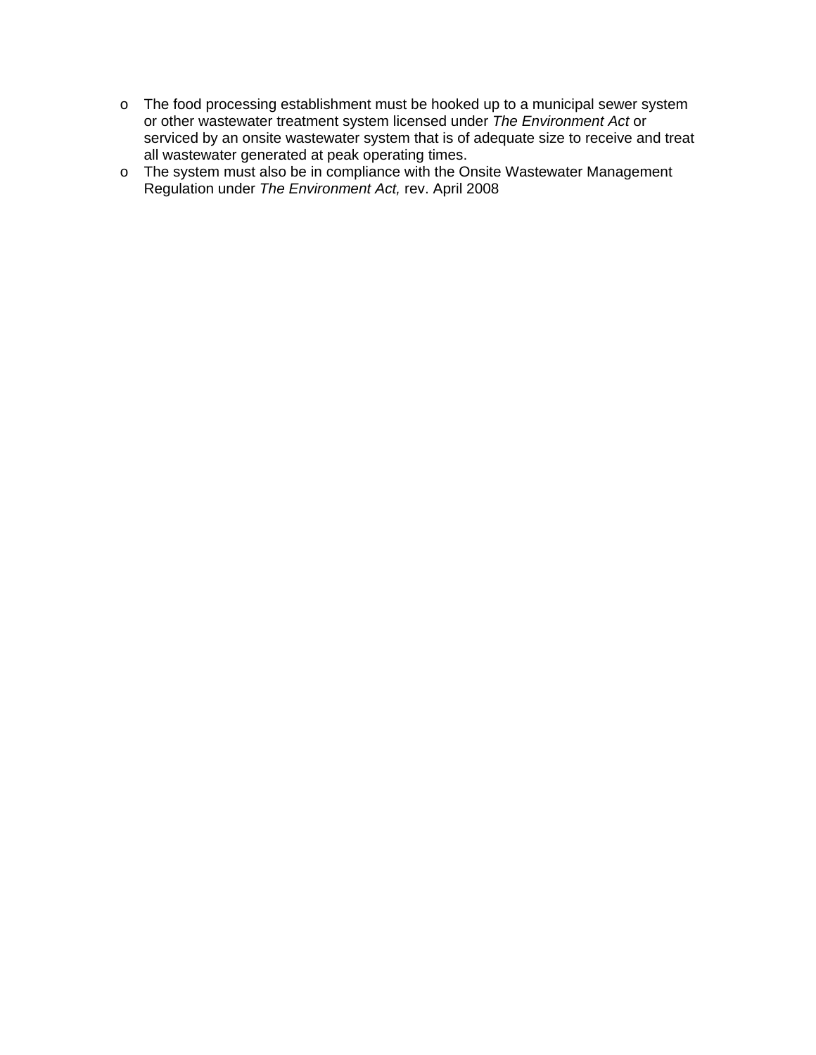- The food processing establishment must be hooked up to a municipal sewer system or other wastewater treatment system licensed under *The Environment Act* or serviced by an onsite wastewater system that is of adequate size to receive and treat all wastewater generated at peak operating times.
- The system must also be in compliance with the Onsite Wastewater Management Regulation under *The Environment Act,* rev. April 2008